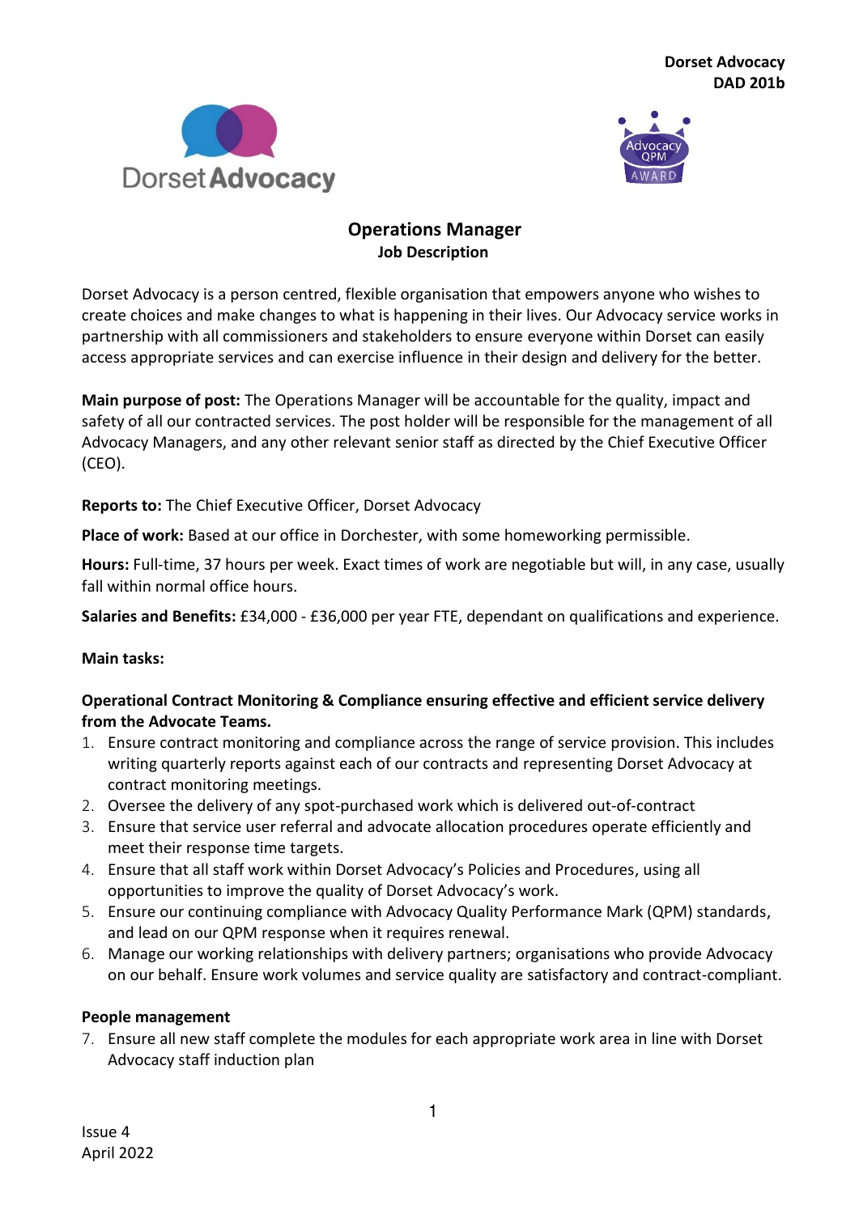Dorset Advocacy
DAD 201b

# Operations Manager
## Job Description

Dorset Advocacy is a person centred, flexible organisation that empowers anyone who wishes to create choices and make changes to what is happening in their lives. Our Advocacy service works in partnership with all commissioners and stakeholders to ensure everyone within Dorset can easily access appropriate services and can exercise influence in their design and delivery for the better.

**Main purpose of post:** The Operations Manager will be accountable for the quality, impact and safety of all our contracted services. The post holder will be responsible for the management of all Advocacy Managers, and any other relevant senior staff as directed by the Chief Executive Officer (CEO).

**Reports to:** The Chief Executive Officer, Dorset Advocacy

**Place of work:** Based at our office in Dorchester, with some homeworking permissible.

**Hours:** Full-time, 37 hours per week. Exact times of work are negotiable but will, in any case, usually fall within normal office hours.

**Salaries and Benefits:** £34,000 - £36,000 per year FTE, dependant on qualifications and experience.

**Main tasks:**

**Operational Contract Monitoring & Compliance ensuring effective and efficient service delivery from the Advocate Teams.**

1. Ensure contract monitoring and compliance across the range of service provision. This includes writing quarterly reports against each of our contracts and representing Dorset Advocacy at contract monitoring meetings.
2. Oversee the delivery of any spot-purchased work which is delivered out-of-contract
3. Ensure that service user referral and advocate allocation procedures operate efficiently and meet their response time targets.
4. Ensure that all staff work within Dorset Advocacy's Policies and Procedures, using all opportunities to improve the quality of Dorset Advocacy's work.
5. Ensure our continuing compliance with Advocacy Quality Performance Mark (QPM) standards, and lead on our QPM response when it requires renewal.
6. Manage our working relationships with delivery partners; organisations who provide Advocacy on our behalf. Ensure work volumes and service quality are satisfactory and contract-compliant.

**People management**

7. Ensure all new staff complete the modules for each appropriate work area in line with Dorset Advocacy staff induction plan

Issue 4
April 2022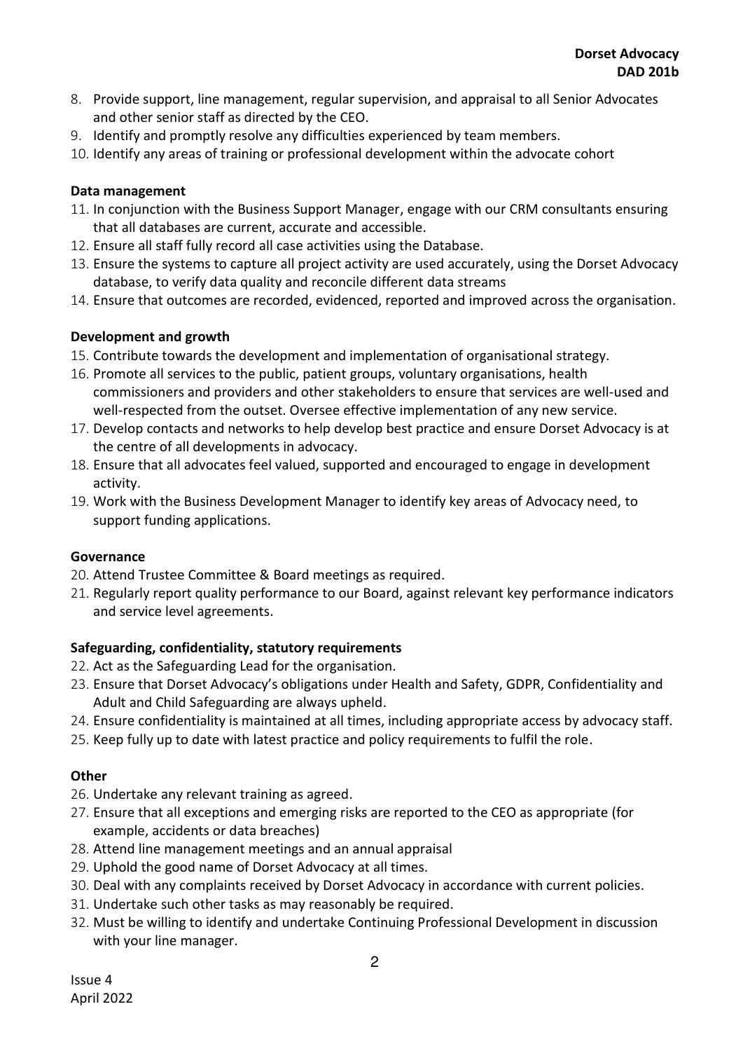8. Provide support, line management, regular supervision, and appraisal to all Senior Advocates and other senior staff as directed by the CEO.
9. Identify and promptly resolve any difficulties experienced by team members.
10. Identify any areas of training or professional development within the advocate cohort

**Data management**

11. In conjunction with the Business Support Manager, engage with our CRM consultants ensuring that all databases are current, accurate and accessible.
12. Ensure all staff fully record all case activities using the Database.
13. Ensure the systems to capture all project activity are used accurately, using the Dorset Advocacy database, to verify data quality and reconcile different data streams
14. Ensure that outcomes are recorded, evidenced, reported and improved across the organisation.

**Development and growth**

15. Contribute towards the development and implementation of organisational strategy.
16. Promote all services to the public, patient groups, voluntary organisations, health commissioners and providers and other stakeholders to ensure that services are well-used and well-respected from the outset. Oversee effective implementation of any new service.
17. Develop contacts and networks to help develop best practice and ensure Dorset Advocacy is at the centre of all developments in advocacy.
18. Ensure that all advocates feel valued, supported and encouraged to engage in development activity.
19. Work with the Business Development Manager to identify key areas of Advocacy need, to support funding applications.

**Governance**

20. Attend Trustee Committee & Board meetings as required.
21. Regularly report quality performance to our Board, against relevant key performance indicators and service level agreements.

**Safeguarding, confidentiality, statutory requirements**

22. Act as the Safeguarding Lead for the organisation.
23. Ensure that Dorset Advocacy's obligations under Health and Safety, GDPR, Confidentiality and Adult and Child Safeguarding are always upheld.
24. Ensure confidentiality is maintained at all times, including appropriate access by advocacy staff.
25. Keep fully up to date with latest practice and policy requirements to fulfil the role.

**Other**

26. Undertake any relevant training as agreed.
27. Ensure that all exceptions and emerging risks are reported to the CEO as appropriate (for example, accidents or data breaches)
28. Attend line management meetings and an annual appraisal
29. Uphold the good name of Dorset Advocacy at all times.
30. Deal with any complaints received by Dorset Advocacy in accordance with current policies.
31. Undertake such other tasks as may reasonably be required.
32. Must be willing to identify and undertake Continuing Professional Development in discussion with your line manager.